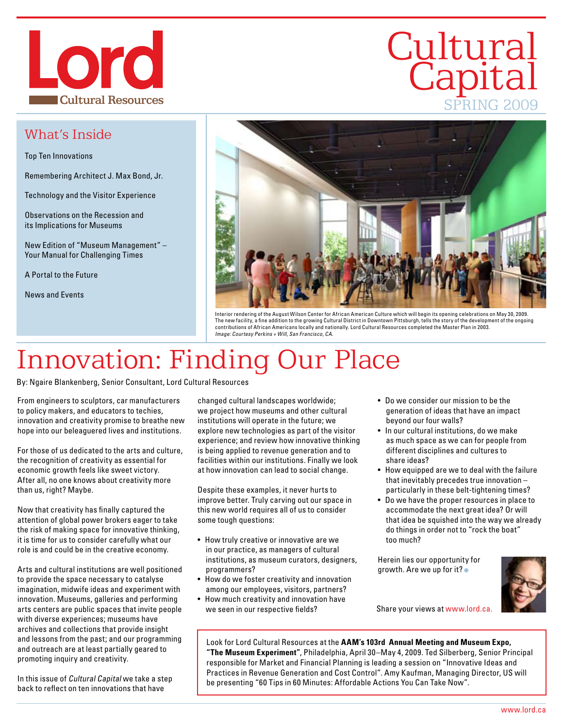# Lord Cultural Resources

# Cultural Capital

SPRING 2009

## What's Inside

Top Ten Innovations

Remembering Architect J. Max Bond, Jr.

Technology and the Visitor Experience

Observations on the Recession and its Implications for Museums

New Edition of "Museum Management" – Your Manual for Challenging Times

A Portal to the Future

News and Events

Interior rendering of the August Wilson Center for African American Culture which will begin its opening celebrations on May 30, 2009. The new facility, a fine addition to the growing Cultural District in Downtown Pittsburgh, tells the story of the development of the ongoing contributions of African Americans locally and nationally. Lord Cultural Resources completed the Master Plan in 2003.
*Image: Courtesy Perkins + Will, San Francisco, CA.*

# Innovation: Finding Our Place

By: Ngaire Blankenberg, Senior Consultant, Lord Cultural Resources

From engineers to sculptors, car manufacturers to policy makers, and educators to techies, innovation and creativity promise to breathe new hope into our beleaguered lives and institutions.

For those of us dedicated to the arts and culture, the recognition of creativity as essential for economic growth feels like sweet victory. After all, no one knows about creativity more than us, right? Maybe.

Now that creativity has finally captured the attention of global power brokers eager to take the risk of making space for innovative thinking, it is time for us to consider carefully what our role is and could be in the creative economy.

Arts and cultural institutions are well positioned to provide the space necessary to catalyse imagination, midwife ideas and experiment with innovation. Museums, galleries and performing arts centers are public spaces that invite people with diverse experiences; museums have archives and collections that provide insight and lessons from the past; and our programming and outreach are at least partially geared to promoting inquiry and creativity.

In this issue of *Cultural Capital* we take a step back to reflect on ten innovations that have changed cultural landscapes worldwide; we project how museums and other cultural institutions will operate in the future; we explore new technologies as part of the visitor experience; and review how innovative thinking is being applied to revenue generation and to facilities within our institutions. Finally we look at how innovation can lead to social change.

Despite these examples, it never hurts to improve better. Truly carving out our space in this new world requires all of us to consider some tough questions:

- How truly creative or innovative are we in our practice, as managers of cultural institutions, as museum curators, designers, programmers?
- How do we foster creativity and innovation among our employees, visitors, partners?
- How much creativity and innovation have we seen in our respective fields?
- Do we consider our mission to be the generation of ideas that have an impact beyond our four walls?
- In our cultural institutions, do we make as much space as we can for people from different disciplines and cultures to share ideas?
- How equipped are we to deal with the failure that inevitably precedes true innovation – particularly in these belt-tightening times?
- Do we have the proper resources in place to accommodate the next great idea? Or will that idea be squished into the way we already do things in order not to "rock the boat" too much?

Herein lies our opportunity for growth. Are we up for it?

Share your views at www.lord.ca.

Look for Lord Cultural Resources at the **AAM's 103rd Annual Meeting and Museum Expo, "The Museum Experiment"**, Philadelphia, April 30–May 4, 2009. Ted Silberberg, Senior Principal responsible for Market and Financial Planning is leading a session on "Innovative Ideas and Practices in Revenue Generation and Cost Control". Amy Kaufman, Managing Director, US will be presenting "60 Tips in 60 Minutes: Affordable Actions You Can Take Now".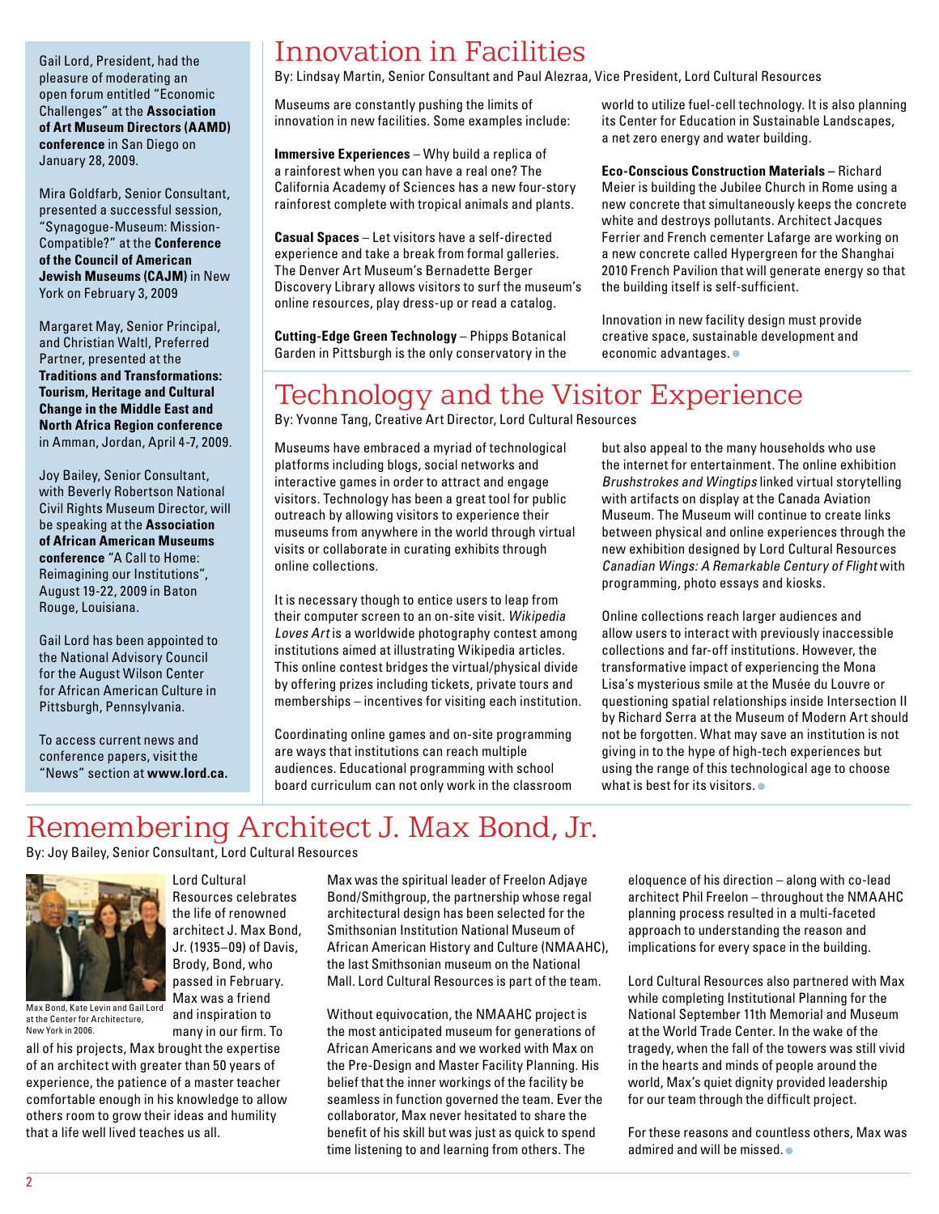Gail Lord, President, had the pleasure of moderating an open forum entitled "Economic Challenges" at the **Association of Art Museum Directors (AAMD) conference** in San Diego on January 28, 2009.

Mira Goldfarb, Senior Consultant, presented a successful session, "Synagogue-Museum: Mission-Compatible?" at the **Conference of the Council of American Jewish Museums (CAJM)** in New York on February 3, 2009

Margaret May, Senior Principal, and Christian Waltl, Preferred Partner, presented at the **Traditions and Transformations: Tourism, Heritage and Cultural Change in the Middle East and North Africa Region conference** in Amman, Jordan, April 4-7, 2009.

Joy Bailey, Senior Consultant, with Beverly Robertson National Civil Rights Museum Director, will be speaking at the **Association of African American Museums conference** "A Call to Home: Reimagining our Institutions", August 19-22, 2009 in Baton Rouge, Louisiana.

Gail Lord has been appointed to the National Advisory Council for the August Wilson Center for African American Culture in Pittsburgh, Pennsylvania.

To access current news and conference papers, visit the "News" section at **www.lord.ca.**

# Innovation in Facilities

By: Lindsay Martin, Senior Consultant and Paul Alezraa, Vice President, Lord Cultural Resources

Museums are constantly pushing the limits of innovation in new facilities. Some examples include:

**Immersive Experiences** – Why build a replica of a rainforest when you can have a real one? The California Academy of Sciences has a new four-story rainforest complete with tropical animals and plants.

**Casual Spaces** – Let visitors have a self-directed experience and take a break from formal galleries. The Denver Art Museum's Bernadette Berger Discovery Library allows visitors to surf the museum's online resources, play dress-up or read a catalog.

**Cutting-Edge Green Technology** – Phipps Botanical Garden in Pittsburgh is the only conservatory in the world to utilize fuel-cell technology. It is also planning its Center for Education in Sustainable Landscapes, a net zero energy and water building.

**Eco-Conscious Construction Materials** – Richard Meier is building the Jubilee Church in Rome using a new concrete that simultaneously keeps the concrete white and destroys pollutants. Architect Jacques Ferrier and French cementer Lafarge are working on a new concrete called Hypergreen for the Shanghai 2010 French Pavilion that will generate energy so that the building itself is self-sufficient.

Innovation in new facility design must provide creative space, sustainable development and economic advantages.

# Technology and the Visitor Experience

By: Yvonne Tang, Creative Art Director, Lord Cultural Resources

Museums have embraced a myriad of technological platforms including blogs, social networks and interactive games in order to attract and engage visitors. Technology has been a great tool for public outreach by allowing visitors to experience their museums from anywhere in the world through virtual visits or collaborate in curating exhibits through online collections.

It is necessary though to entice users to leap from their computer screen to an on-site visit. *Wikipedia Loves Art* is a worldwide photography contest among institutions aimed at illustrating Wikipedia articles. This online contest bridges the virtual/physical divide by offering prizes including tickets, private tours and memberships – incentives for visiting each institution.

Coordinating online games and on-site programming are ways that institutions can reach multiple audiences. Educational programming with school board curriculum can not only work in the classroom but also appeal to the many households who use the internet for entertainment. The online exhibition *Brushstrokes and Wingtips* linked virtual storytelling with artifacts on display at the Canada Aviation Museum. The Museum will continue to create links between physical and online experiences through the new exhibition designed by Lord Cultural Resources *Canadian Wings: A Remarkable Century of Flight* with programming, photo essays and kiosks.

Online collections reach larger audiences and allow users to interact with previously inaccessible collections and far-off institutions. However, the transformative impact of experiencing the Mona Lisa's mysterious smile at the Musée du Louvre or questioning spatial relationships inside Intersection II by Richard Serra at the Museum of Modern Art should not be forgotten. What may save an institution is not giving in to the hype of high-tech experiences but using the range of this technological age to choose what is best for its visitors.

# Remembering Architect J. Max Bond, Jr.

By: Joy Bailey, Senior Consultant, Lord Cultural Resources

Max Bond, Kate Levin and Gail Lord at the Center for Architecture, New York in 2006.

Lord Cultural Resources celebrates the life of renowned architect J. Max Bond, Jr. (1935–09) of Davis, Brody, Bond, who passed in February. Max was a friend and inspiration to many in our firm. To all of his projects, Max brought the expertise of an architect with greater than 50 years of experience, the patience of a master teacher comfortable enough in his knowledge to allow others room to grow their ideas and humility that a life well lived teaches us all.

Max was the spiritual leader of Freelon Adjaye Bond/Smithgroup, the partnership whose regal architectural design has been selected for the Smithsonian Institution National Museum of African American History and Culture (NMAAHC), the last Smithsonian museum on the National Mall. Lord Cultural Resources is part of the team.

Without equivocation, the NMAAHC project is the most anticipated museum for generations of African Americans and we worked with Max on the Pre-Design and Master Facility Planning. His belief that the inner workings of the facility be seamless in function governed the team. Ever the collaborator, Max never hesitated to share the benefit of his skill but was just as quick to spend time listening to and learning from others. The eloquence of his direction – along with co-lead architect Phil Freelon – throughout the NMAAHC planning process resulted in a multi-faceted approach to understanding the reason and implications for every space in the building.

Lord Cultural Resources also partnered with Max while completing Institutional Planning for the National September 11th Memorial and Museum at the World Trade Center. In the wake of the tragedy, when the fall of the towers was still vivid in the hearts and minds of people around the world, Max's quiet dignity provided leadership for our team through the difficult project.

For these reasons and countless others, Max was admired and will be missed.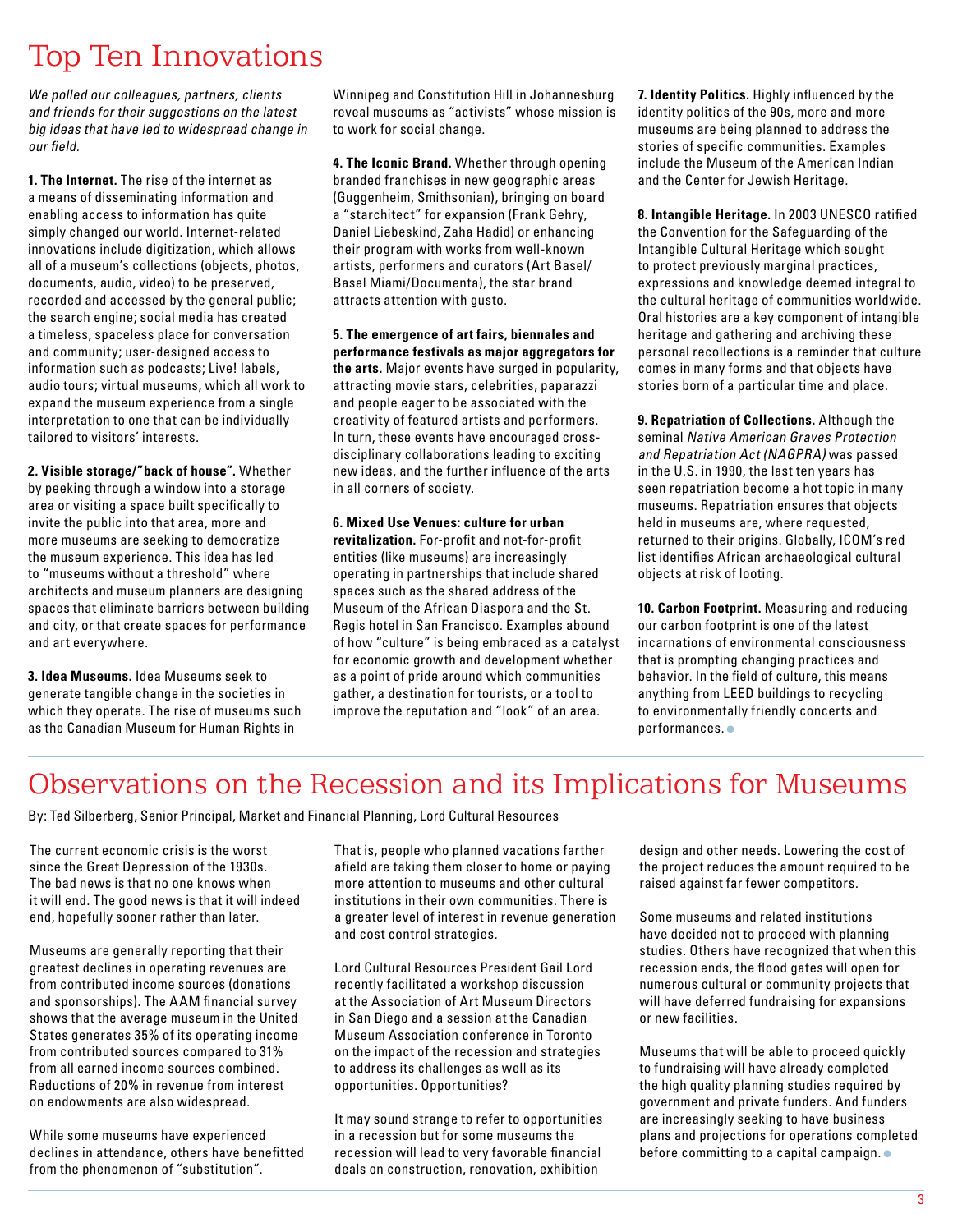# Top Ten Innovations

*We polled our colleagues, partners, clients and friends for their suggestions on the latest big ideas that have led to widespread change in our field.*

**1. The Internet.** The rise of the internet as a means of disseminating information and enabling access to information has quite simply changed our world. Internet-related innovations include digitization, which allows all of a museum's collections (objects, photos, documents, audio, video) to be preserved, recorded and accessed by the general public; the search engine; social media has created a timeless, spaceless place for conversation and community; user-designed access to information such as podcasts; Live! labels, audio tours; virtual museums, which all work to expand the museum experience from a single interpretation to one that can be individually tailored to visitors' interests.

**2. Visible storage/"back of house".** Whether by peeking through a window into a storage area or visiting a space built specifically to invite the public into that area, more and more museums are seeking to democratize the museum experience. This idea has led to "museums without a threshold" where architects and museum planners are designing spaces that eliminate barriers between building and city, or that create spaces for performance and art everywhere.

**3. Idea Museums.** Idea Museums seek to generate tangible change in the societies in which they operate. The rise of museums such as the Canadian Museum for Human Rights in Winnipeg and Constitution Hill in Johannesburg reveal museums as "activists" whose mission is to work for social change.

**4. The Iconic Brand.** Whether through opening branded franchises in new geographic areas (Guggenheim, Smithsonian), bringing on board a "starchitect" for expansion (Frank Gehry, Daniel Liebeskind, Zaha Hadid) or enhancing their program with works from well-known artists, performers and curators (Art Basel/ Basel Miami/Documenta), the star brand attracts attention with gusto.

**5. The emergence of art fairs, biennales and performance festivals as major aggregators for the arts.** Major events have surged in popularity, attracting movie stars, celebrities, paparazzi and people eager to be associated with the creativity of featured artists and performers. In turn, these events have encouraged cross-disciplinary collaborations leading to exciting new ideas, and the further influence of the arts in all corners of society.

**6. Mixed Use Venues: culture for urban revitalization.** For-profit and not-for-profit entities (like museums) are increasingly operating in partnerships that include shared spaces such as the shared address of the Museum of the African Diaspora and the St. Regis hotel in San Francisco. Examples abound of how "culture" is being embraced as a catalyst for economic growth and development whether as a point of pride around which communities gather, a destination for tourists, or a tool to improve the reputation and "look" of an area.

**7. Identity Politics.** Highly influenced by the identity politics of the 90s, more and more museums are being planned to address the stories of specific communities. Examples include the Museum of the American Indian and the Center for Jewish Heritage.

**8. Intangible Heritage.** In 2003 UNESCO ratified the Convention for the Safeguarding of the Intangible Cultural Heritage which sought to protect previously marginal practices, expressions and knowledge deemed integral to the cultural heritage of communities worldwide. Oral histories are a key component of intangible heritage and gathering and archiving these personal recollections is a reminder that culture comes in many forms and that objects have stories born of a particular time and place.

**9. Repatriation of Collections.** Although the seminal *Native American Graves Protection and Repatriation Act (NAGPRA)* was passed in the U.S. in 1990, the last ten years has seen repatriation become a hot topic in many museums. Repatriation ensures that objects held in museums are, where requested, returned to their origins. Globally, ICOM's red list identifies African archaeological cultural objects at risk of looting.

**10. Carbon Footprint.** Measuring and reducing our carbon footprint is one of the latest incarnations of environmental consciousness that is prompting changing practices and behavior. In the field of culture, this means anything from LEED buildings to recycling to environmentally friendly concerts and performances.

# Observations on the Recession and its Implications for Museums

By: Ted Silberberg, Senior Principal, Market and Financial Planning, Lord Cultural Resources

The current economic crisis is the worst since the Great Depression of the 1930s. The bad news is that no one knows when it will end. The good news is that it will indeed end, hopefully sooner rather than later.

Museums are generally reporting that their greatest declines in operating revenues are from contributed income sources (donations and sponsorships). The AAM financial survey shows that the average museum in the United States generates 35% of its operating income from contributed sources compared to 31% from all earned income sources combined. Reductions of 20% in revenue from interest on endowments are also widespread.

While some museums have experienced declines in attendance, others have benefitted from the phenomenon of "substitution". That is, people who planned vacations farther afield are taking them closer to home or paying more attention to museums and other cultural institutions in their own communities. There is a greater level of interest in revenue generation and cost control strategies.

Lord Cultural Resources President Gail Lord recently facilitated a workshop discussion at the Association of Art Museum Directors in San Diego and a session at the Canadian Museum Association conference in Toronto on the impact of the recession and strategies to address its challenges as well as its opportunities. Opportunities?

It may sound strange to refer to opportunities in a recession but for some museums the recession will lead to very favorable financial deals on construction, renovation, exhibition design and other needs. Lowering the cost of the project reduces the amount required to be raised against far fewer competitors.

Some museums and related institutions have decided not to proceed with planning studies. Others have recognized that when this recession ends, the flood gates will open for numerous cultural or community projects that will have deferred fundraising for expansions or new facilities.

Museums that will be able to proceed quickly to fundraising will have already completed the high quality planning studies required by government and private funders. And funders are increasingly seeking to have business plans and projections for operations completed before committing to a capital campaign.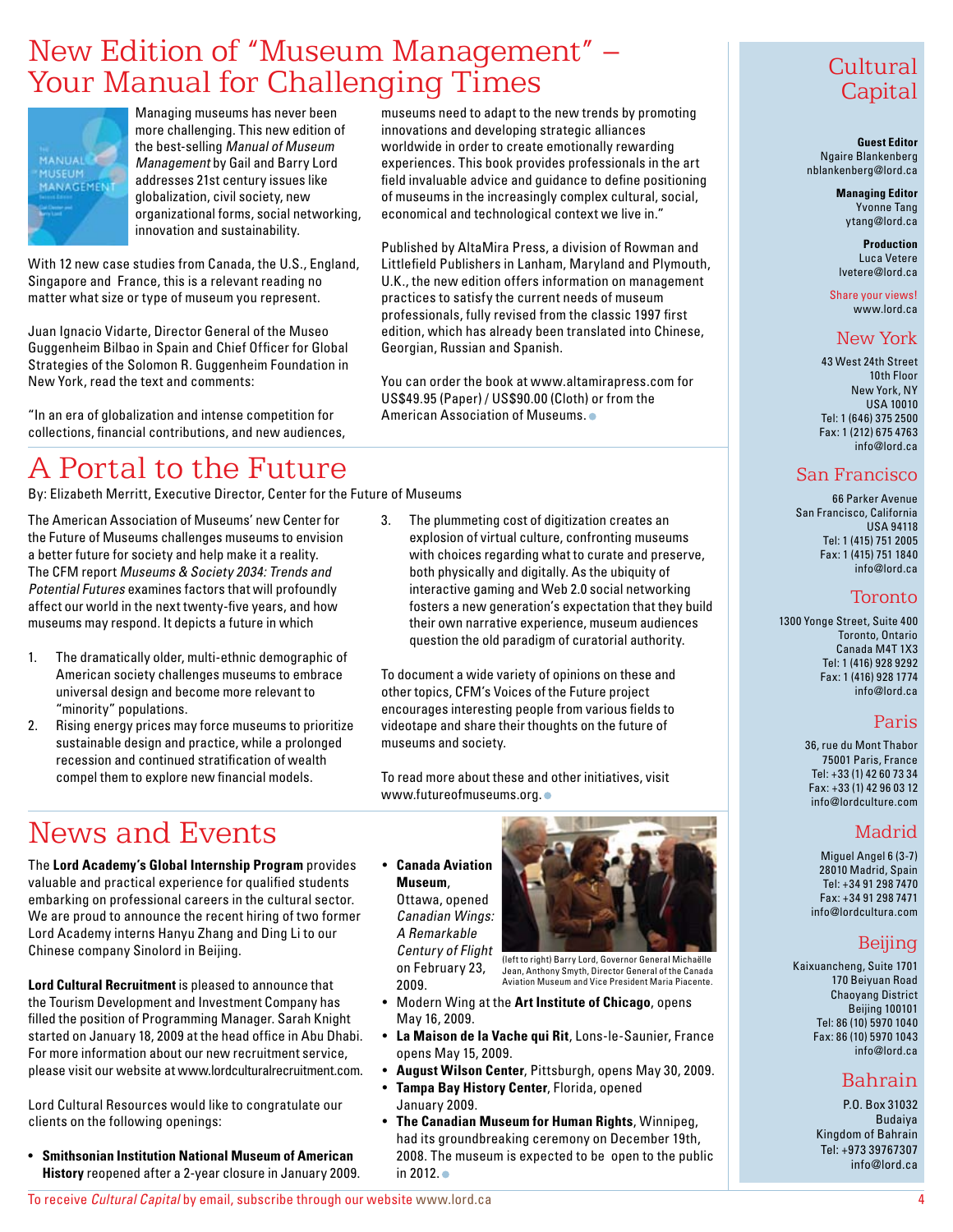# New Edition of "Museum Management" – Your Manual for Challenging Times

Managing museums has never been more challenging. This new edition of the best-selling *Manual of Museum Management* by Gail and Barry Lord addresses 21st century issues like globalization, civil society, new organizational forms, social networking, innovation and sustainability.

With 12 new case studies from Canada, the U.S., England, Singapore and France, this is a relevant reading no matter what size or type of museum you represent.

Juan Ignacio Vidarte, Director General of the Museo Guggenheim Bilbao in Spain and Chief Officer for Global Strategies of the Solomon R. Guggenheim Foundation in New York, read the text and comments:

"In an era of globalization and intense competition for collections, financial contributions, and new audiences, museums need to adapt to the new trends by promoting innovations and developing strategic alliances worldwide in order to create emotionally rewarding experiences. This book provides professionals in the art field invaluable advice and guidance to define positioning of museums in the increasingly complex cultural, social, economical and technological context we live in."

Published by AltaMira Press, a division of Rowman and Littlefield Publishers in Lanham, Maryland and Plymouth, U.K., the new edition offers information on management practices to satisfy the current needs of museum professionals, fully revised from the classic 1997 first edition, which has already been translated into Chinese, Georgian, Russian and Spanish.

You can order the book at www.altamirapress.com for US$49.95 (Paper) / US$90.00 (Cloth) or from the American Association of Museums.

# A Portal to the Future

By: Elizabeth Merritt, Executive Director, Center for the Future of Museums

The American Association of Museums' new Center for the Future of Museums challenges museums to envision a better future for society and help make it a reality. The CFM report *Museums & Society 2034: Trends and Potential Futures* examines factors that will profoundly affect our world in the next twenty-five years, and how museums may respond. It depicts a future in which

1. The dramatically older, multi-ethnic demographic of American society challenges museums to embrace universal design and become more relevant to "minority" populations.
2. Rising energy prices may force museums to prioritize sustainable design and practice, while a prolonged recession and continued stratification of wealth compel them to explore new financial models.
3. The plummeting cost of digitization creates an explosion of virtual culture, confronting museums with choices regarding what to curate and preserve, both physically and digitally. As the ubiquity of interactive gaming and Web 2.0 social networking fosters a new generation's expectation that they build their own narrative experience, museum audiences question the old paradigm of curatorial authority.

To document a wide variety of opinions on these and other topics, CFM's Voices of the Future project encourages interesting people from various fields to videotape and share their thoughts on the future of museums and society.

To read more about these and other initiatives, visit www.futureofmuseums.org.

# News and Events

The **Lord Academy's Global Internship Program** provides valuable and practical experience for qualified students embarking on professional careers in the cultural sector. We are proud to announce the recent hiring of two former Lord Academy interns Hanyu Zhang and Ding Li to our Chinese company Sinolord in Beijing.

**Lord Cultural Recruitment** is pleased to announce that the Tourism Development and Investment Company has filled the position of Programming Manager. Sarah Knight started on January 18, 2009 at the head office in Abu Dhabi. For more information about our new recruitment service, please visit our website at www.lordculturalrecruitment.com.

Lord Cultural Resources would like to congratulate our clients on the following openings:

- **Smithsonian Institution National Museum of American History** reopened after a 2-year closure in January 2009.
- **Canada Aviation Museum**, Ottawa, opened *Canadian Wings: A Remarkable Century of Flight* on February 23, 2009.
- Modern Wing at the **Art Institute of Chicago**, opens May 16, 2009.
- **La Maison de la Vache qui Rit**, Lons-le-Saunier, France opens May 15, 2009.
- **August Wilson Center**, Pittsburgh, opens May 30, 2009.
- **Tampa Bay History Center**, Florida, opened January 2009.
- **The Canadian Museum for Human Rights**, Winnipeg, had its groundbreaking ceremony on December 19th, 2008. The museum is expected to be open to the public in 2012.

(left to right) Barry Lord, Governor General Michaëlle Jean, Anthony Smyth, Director General of the Canada Aviation Museum and Vice President Maria Piacente.

## Cultural Capital

**Guest Editor**
Ngaire Blankenberg
nblankenberg@lord.ca

**Managing Editor**
Yvonne Tang
ytang@lord.ca

**Production**
Luca Vetere
lvetere@lord.ca

Share your views!
www.lord.ca

### New York
43 West 24th Street
10th Floor
New York, NY
USA 10010
Tel: 1 (646) 375 2500
Fax: 1 (212) 675 4763
info@lord.ca

### San Francisco
66 Parker Avenue
San Francisco, California
USA 94118
Tel: 1 (415) 751 2005
Fax: 1 (415) 751 1840
info@lord.ca

### Toronto
1300 Yonge Street, Suite 400
Toronto, Ontario
Canada M4T 1X3
Tel: 1 (416) 928 9292
Fax: 1 (416) 928 1774
info@lord.ca

### Paris
36, rue du Mont Thabor
75001 Paris, France
Tel: +33 (1) 42 60 73 34
Fax: +33 (1) 42 96 03 12
info@lordculture.com

### Madrid
Miguel Angel 6 (3-7)
28010 Madrid, Spain
Tel: +34 91 298 7470
Fax: +34 91 298 7471
info@lordcultura.com

### Beijing
Kaixuancheng, Suite 1701
170 Beiyuan Road
Chaoyang District
Beijing 100101
Tel: 86 (10) 5970 1040
Fax: 86 (10) 5970 1043
info@lord.ca

### Bahrain
P.O. Box 31032
Budaiya
Kingdom of Bahrain
Tel: +973 39767307
info@lord.ca

To receive *Cultural Capital* by email, subscribe through our website www.lord.ca